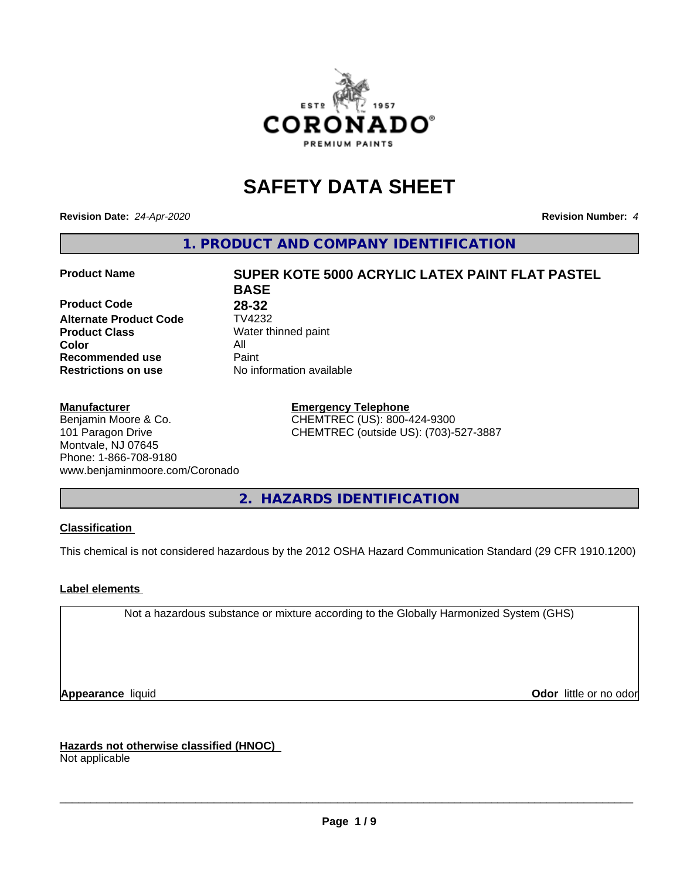# SAFETY DATA SHEET

**Revision Date:** *24-Apr-2020*

**Revision Number:** *4*

## 1. PRODUCT AND COMPANY IDENTIFICATION

| | |
|---|---|
| **Product Name** | **SUPER KOTE 5000 ACRYLIC LATEX PAINT FLAT PASTEL BASE** |
| **Product Code** | **28-32** |
| **Alternate Product Code** | TV4232 |
| **Product Class** | Water thinned paint |
| **Color** | All |
| **Recommended use** | Paint |
| **Restrictions on use** | No information available |

**Manufacturer**
Benjamin Moore & Co.
101 Paragon Drive
Montvale, NJ 07645
Phone: 1-866-708-9180
www.benjaminmoore.com/Coronado

**Emergency Telephone**
CHEMTREC (US): 800-424-9300
CHEMTREC (outside US): (703)-527-3887

## 2. HAZARDS IDENTIFICATION

**Classification**

This chemical is not considered hazardous by the 2012 OSHA Hazard Communication Standard (29 CFR 1910.1200)

**Label elements**

Not a hazardous substance or mixture according to the Globally Harmonized System (GHS)

**Appearance** liquid

**Odor** little or no odor

**Hazards not otherwise classified (HNOC)**
Not applicable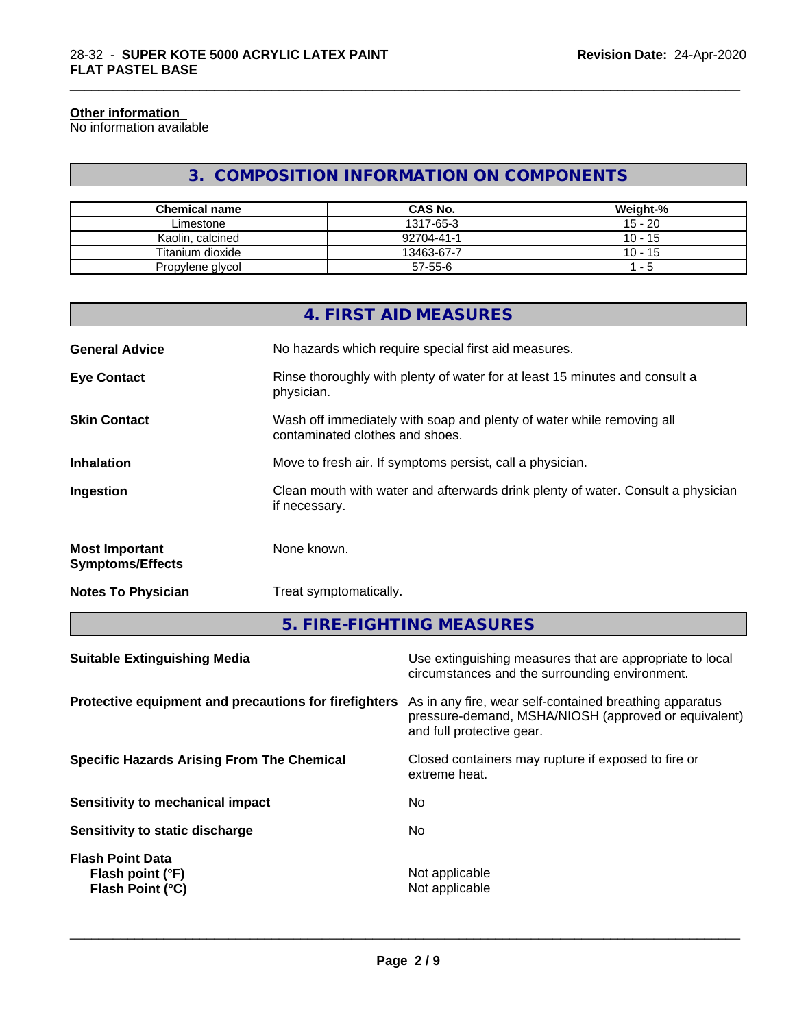### Other information

No information available

## 3. COMPOSITION INFORMATION ON COMPONENTS

| Chemical name | CAS No. | Weight-% |
| --- | --- | --- |
| Limestone | 1317-65-3 | 15 - 20 |
| Kaolin, calcined | 92704-41-1 | 10 - 15 |
| Titanium dioxide | 13463-67-7 | 10 - 15 |
| Propylene glycol | 57-55-6 | 1 - 5 |

## 4. FIRST AID MEASURES

**General Advice** No hazards which require special first aid measures.

**Eye Contact** Rinse thoroughly with plenty of water for at least 15 minutes and consult a physician.

**Skin Contact** Wash off immediately with soap and plenty of water while removing all contaminated clothes and shoes.

**Inhalation** Move to fresh air. If symptoms persist, call a physician.

**Ingestion** Clean mouth with water and afterwards drink plenty of water. Consult a physician if necessary.

**Most Important Symptoms/Effects** None known.

**Notes To Physician** Treat symptomatically.

## 5. FIRE-FIGHTING MEASURES

**Suitable Extinguishing Media** Use extinguishing measures that are appropriate to local circumstances and the surrounding environment.

**Protective equipment and precautions for firefighters** As in any fire, wear self-contained breathing apparatus pressure-demand, MSHA/NIOSH (approved or equivalent) and full protective gear.

**Specific Hazards Arising From The Chemical** Closed containers may rupture if exposed to fire or extreme heat.

**Sensitivity to mechanical impact** No

**Sensitivity to static discharge** No

**Flash Point Data**
**Flash point (°F)** Not applicable
**Flash Point (°C)** Not applicable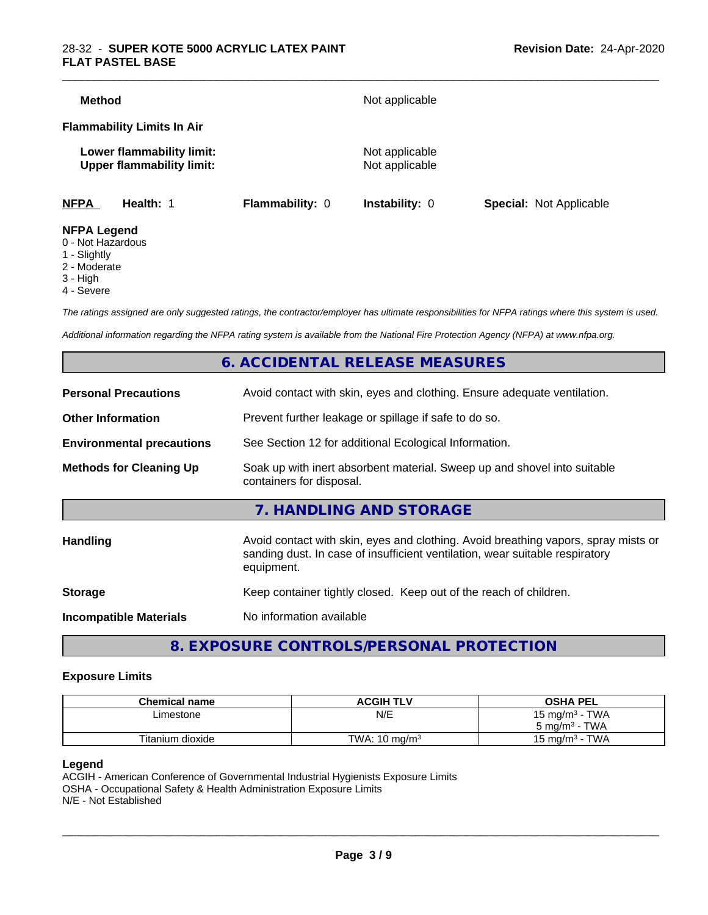**Method** Not applicable

**Flammability Limits In Air**

**Lower flammability limit:** Not applicable
**Upper flammability limit:** Not applicable

| **NFPA** | **Health:** 1 | **Flammability:** 0 | **Instability:** 0 | **Special:** Not Applicable |
|---|---|---|---|---|

**NFPA Legend**

- 0 - Not Hazardous
- 1 - Slightly
- 2 - Moderate
- 3 - High
- 4 - Severe

*The ratings assigned are only suggested ratings, the contractor/employer has ultimate responsibilities for NFPA ratings where this system is used.*

*Additional information regarding the NFPA rating system is available from the National Fire Protection Agency (NFPA) at www.nfpa.org.*

## 6. ACCIDENTAL RELEASE MEASURES

**Personal Precautions** Avoid contact with skin, eyes and clothing. Ensure adequate ventilation.

**Other Information** Prevent further leakage or spillage if safe to do so.

**Environmental precautions** See Section 12 for additional Ecological Information.

**Methods for Cleaning Up** Soak up with inert absorbent material. Sweep up and shovel into suitable containers for disposal.

## 7. HANDLING AND STORAGE

**Handling** Avoid contact with skin, eyes and clothing. Avoid breathing vapors, spray mists or sanding dust. In case of insufficient ventilation, wear suitable respiratory equipment.

**Storage** Keep container tightly closed. Keep out of the reach of children.

**Incompatible Materials** No information available

## 8. EXPOSURE CONTROLS/PERSONAL PROTECTION

### Exposure Limits

| Chemical name | ACGIH TLV | OSHA PEL |
|---|---|---|
| Limestone | N/E | 15 mg/m³ - TWA<br>5 mg/m³ - TWA |
| Titanium dioxide | TWA: 10 mg/m³ | 15 mg/m³ - TWA |

**Legend**

ACGIH - American Conference of Governmental Industrial Hygienists Exposure Limits
OSHA - Occupational Safety & Health Administration Exposure Limits
N/E - Not Established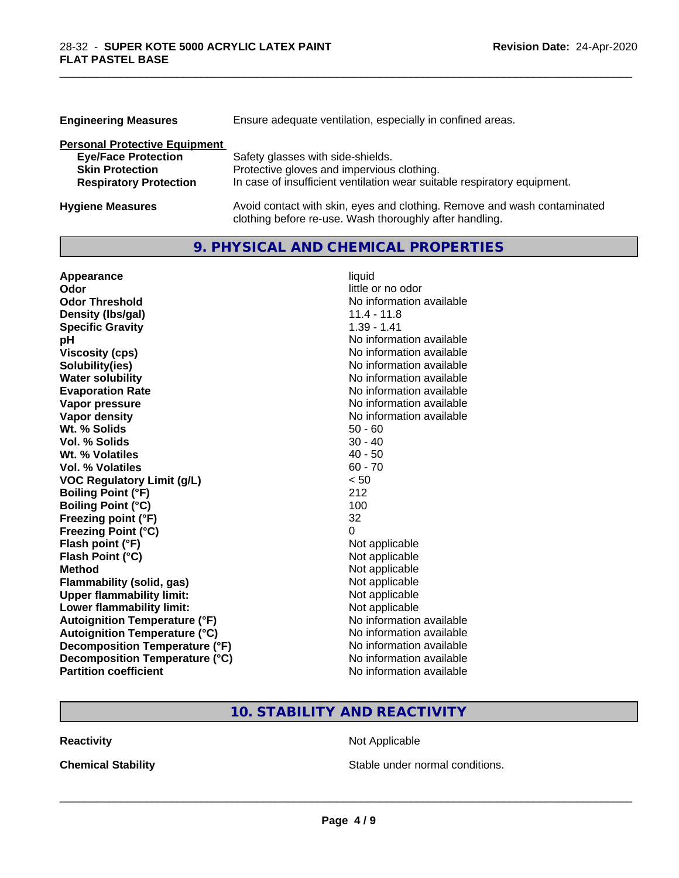**Engineering Measures** Ensure adequate ventilation, especially in confined areas.

**Personal Protective Equipment**

| | |
|---|---|
| **Eye/Face Protection** | Safety glasses with side-shields. |
| **Skin Protection** | Protective gloves and impervious clothing. |
| **Respiratory Protection** | In case of insufficient ventilation wear suitable respiratory equipment. |

**Hygiene Measures** Avoid contact with skin, eyes and clothing. Remove and wash contaminated clothing before re-use. Wash thoroughly after handling.

## 9. PHYSICAL AND CHEMICAL PROPERTIES

| | |
|---|---|
| **Appearance** | liquid |
| **Odor** | little or no odor |
| **Odor Threshold** | No information available |
| **Density (lbs/gal)** | 11.4 - 11.8 |
| **Specific Gravity** | 1.39 - 1.41 |
| **pH** | No information available |
| **Viscosity (cps)** | No information available |
| **Solubility(ies)** | No information available |
| **Water solubility** | No information available |
| **Evaporation Rate** | No information available |
| **Vapor pressure** | No information available |
| **Vapor density** | No information available |
| **Wt. % Solids** | 50 - 60 |
| **Vol. % Solids** | 30 - 40 |
| **Wt. % Volatiles** | 40 - 50 |
| **Vol. % Volatiles** | 60 - 70 |
| **VOC Regulatory Limit (g/L)** | < 50 |
| **Boiling Point (°F)** | 212 |
| **Boiling Point (°C)** | 100 |
| **Freezing point (°F)** | 32 |
| **Freezing Point (°C)** | 0 |
| **Flash point (°F)** | Not applicable |
| **Flash Point (°C)** | Not applicable |
| **Method** | Not applicable |
| **Flammability (solid, gas)** | Not applicable |
| **Upper flammability limit:** | Not applicable |
| **Lower flammability limit:** | Not applicable |
| **Autoignition Temperature (°F)** | No information available |
| **Autoignition Temperature (°C)** | No information available |
| **Decomposition Temperature (°F)** | No information available |
| **Decomposition Temperature (°C)** | No information available |
| **Partition coefficient** | No information available |

## 10. STABILITY AND REACTIVITY

| | |
|---|---|
| **Reactivity** | Not Applicable |
| **Chemical Stability** | Stable under normal conditions. |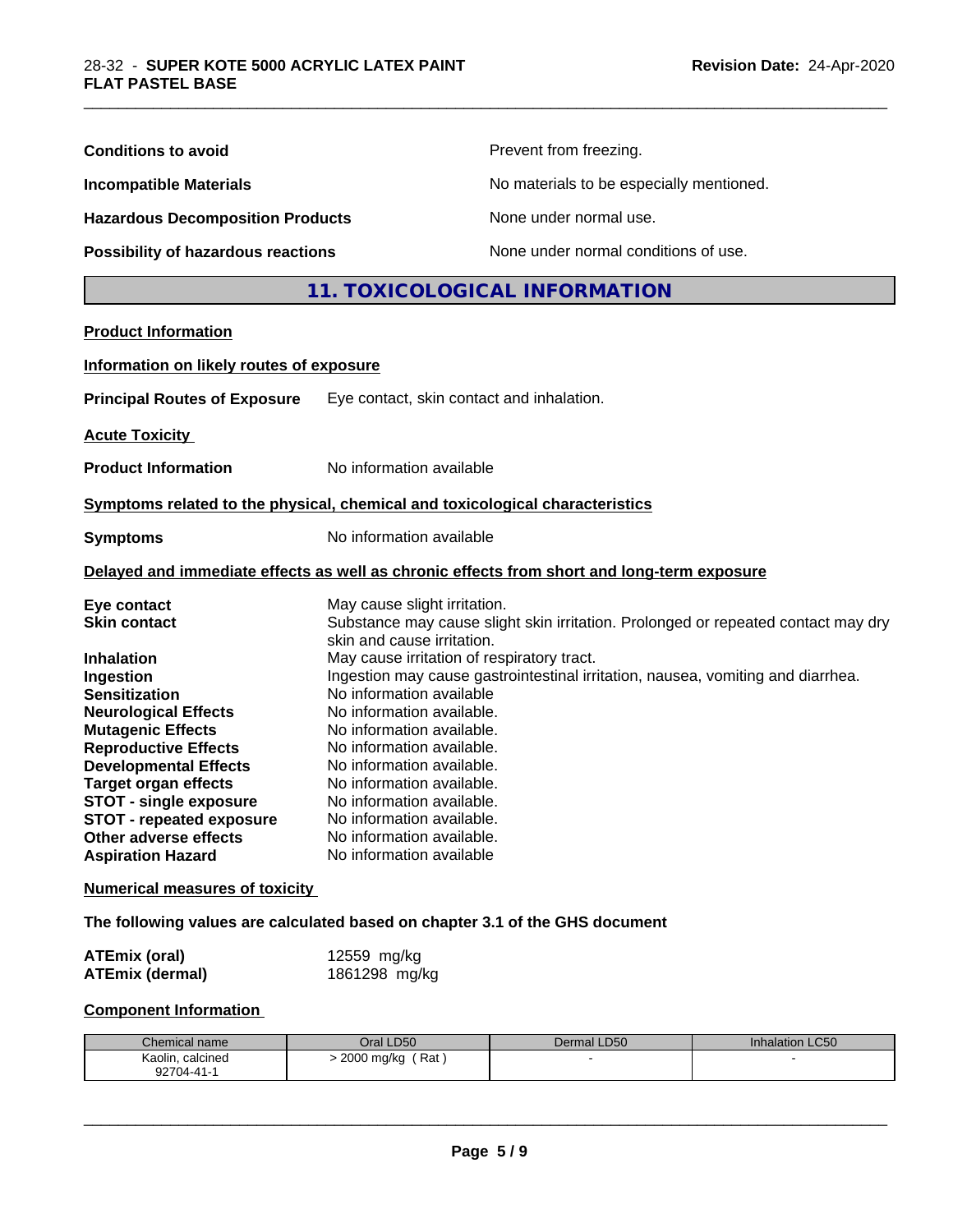| | |
|---|---|
| **Conditions to avoid** | Prevent from freezing. |
| **Incompatible Materials** | No materials to be especially mentioned. |
| **Hazardous Decomposition Products** | None under normal use. |
| **Possibility of hazardous reactions** | None under normal conditions of use. |

## 11. TOXICOLOGICAL INFORMATION

**Product Information**

**Information on likely routes of exposure**

**Principal Routes of Exposure** Eye contact, skin contact and inhalation.

**Acute Toxicity**

**Product Information** No information available

**Symptoms related to the physical, chemical and toxicological characteristics**

**Symptoms** No information available

**Delayed and immediate effects as well as chronic effects from short and long-term exposure**

| | |
|---|---|
| **Eye contact** | May cause slight irritation. |
| **Skin contact** | Substance may cause slight skin irritation. Prolonged or repeated contact may dry skin and cause irritation. |
| **Inhalation** | May cause irritation of respiratory tract. |
| **Ingestion** | Ingestion may cause gastrointestinal irritation, nausea, vomiting and diarrhea. |
| **Sensitization** | No information available |
| **Neurological Effects** | No information available. |
| **Mutagenic Effects** | No information available. |
| **Reproductive Effects** | No information available. |
| **Developmental Effects** | No information available. |
| **Target organ effects** | No information available. |
| **STOT - single exposure** | No information available. |
| **STOT - repeated exposure** | No information available. |
| **Other adverse effects** | No information available. |
| **Aspiration Hazard** | No information available |

**Numerical measures of toxicity**

**The following values are calculated based on chapter 3.1 of the GHS document**

| | |
|---|---|
| **ATEmix (oral)** | 12559 mg/kg |
| **ATEmix (dermal)** | 1861298 mg/kg |

**Component Information**

| Chemical name | Oral LD50 | Dermal LD50 | Inhalation LC50 |
|---|---|---|---|
| Kaolin, calcined 92704-41-1 | > 2000 mg/kg ( Rat ) | - | - |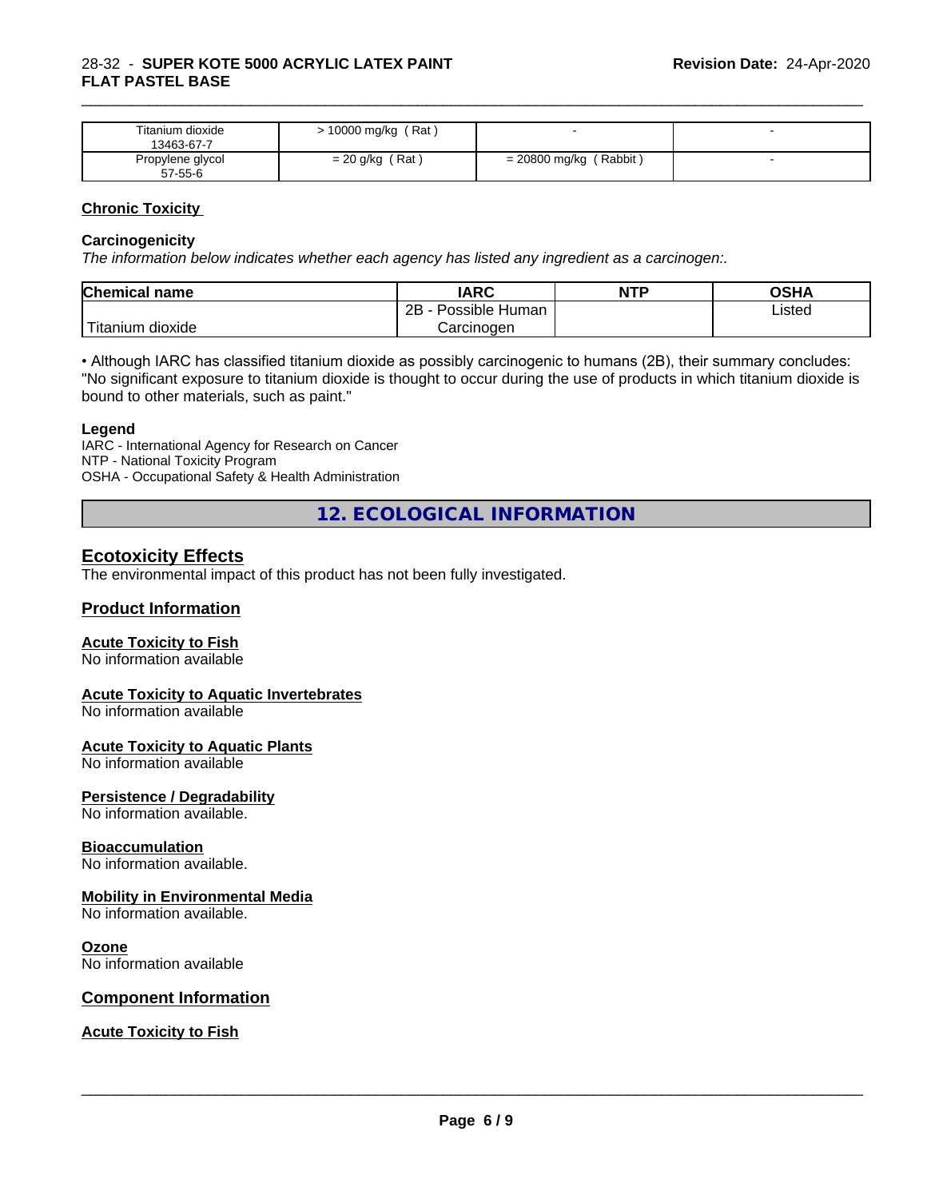| Titanium dioxide 13463-67-7 | > 10000 mg/kg ( Rat ) | - | - |
|---|---|---|---|
| Propylene glycol 57-55-6 | = 20 g/kg ( Rat ) | = 20800 mg/kg ( Rabbit ) | - |

## Chronic Toxicity

### Carcinogenicity

*The information below indicates whether each agency has listed any ingredient as a carcinogen:.*

| Chemical name | IARC | NTP | OSHA |
|---|---|---|---|
| Titanium dioxide | 2B - Possible Human Carcinogen | | Listed |

• Although IARC has classified titanium dioxide as possibly carcinogenic to humans (2B), their summary concludes: "No significant exposure to titanium dioxide is thought to occur during the use of products in which titanium dioxide is bound to other materials, such as paint."

### Legend

IARC - International Agency for Research on Cancer
NTP - National Toxicity Program
OSHA - Occupational Safety & Health Administration

# 12. ECOLOGICAL INFORMATION

## Ecotoxicity Effects

The environmental impact of this product has not been fully investigated.

## Product Information

### Acute Toxicity to Fish

No information available

### Acute Toxicity to Aquatic Invertebrates

No information available

### Acute Toxicity to Aquatic Plants

No information available

### Persistence / Degradability

No information available.

### Bioaccumulation

No information available.

### Mobility in Environmental Media

No information available.

### Ozone

No information available

## Component Information

### Acute Toxicity to Fish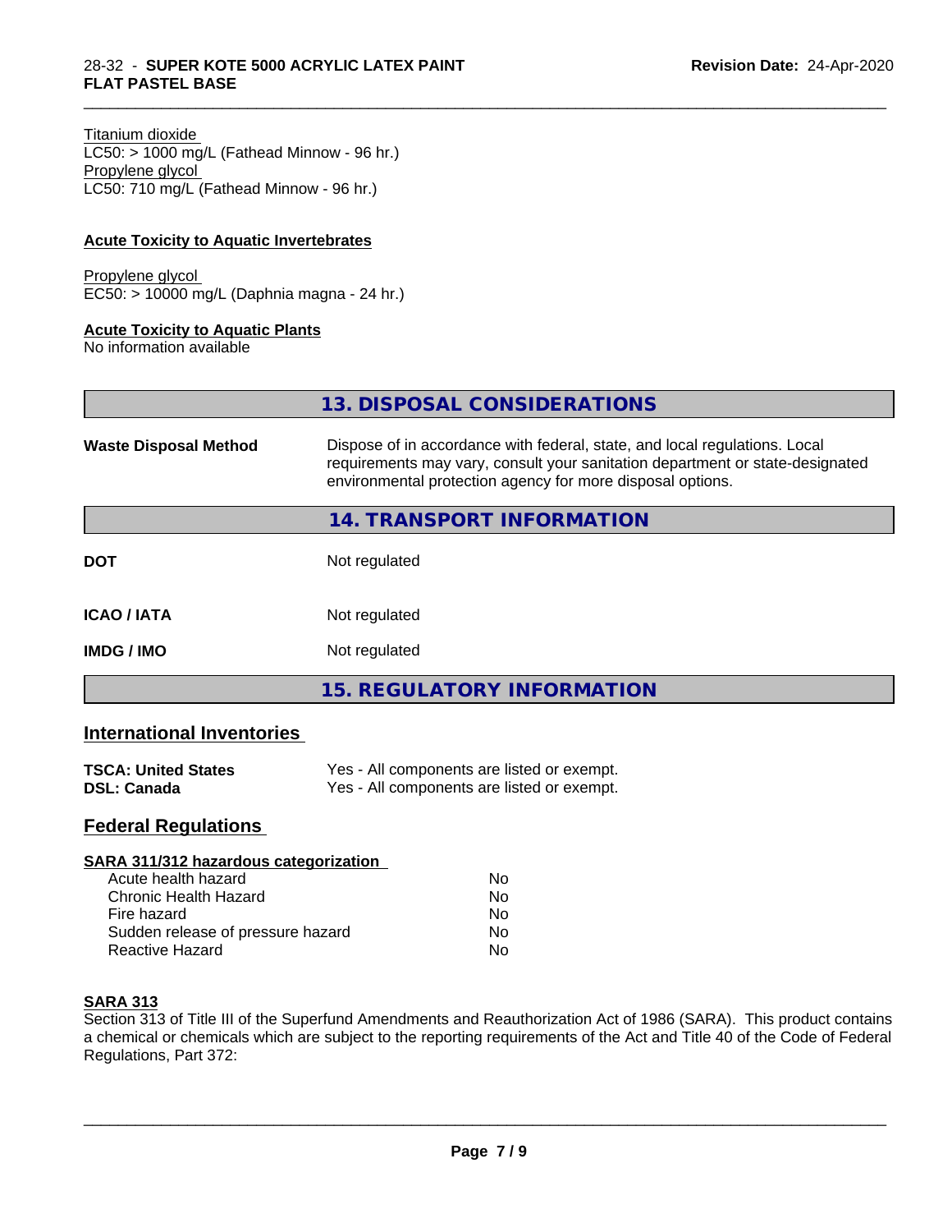Titanium dioxide
LC50: > 1000 mg/L (Fathead Minnow - 96 hr.)
Propylene glycol
LC50: 710 mg/L (Fathead Minnow - 96 hr.)

**Acute Toxicity to Aquatic Invertebrates**

Propylene glycol
EC50: > 10000 mg/L (Daphnia magna - 24 hr.)

**Acute Toxicity to Aquatic Plants**
No information available

## 13. DISPOSAL CONSIDERATIONS

**Waste Disposal Method** Dispose of in accordance with federal, state, and local regulations. Local requirements may vary, consult your sanitation department or state-designated environmental protection agency for more disposal options.

## 14. TRANSPORT INFORMATION

| | |
|---|---|
| **DOT** | Not regulated |
| **ICAO / IATA** | Not regulated |
| **IMDG / IMO** | Not regulated |

## 15. REGULATORY INFORMATION

### International Inventories

| | |
|---|---|
| **TSCA: United States** | Yes - All components are listed or exempt. |
| **DSL: Canada** | Yes - All components are listed or exempt. |

### Federal Regulations

**SARA 311/312 hazardous categorization**

| | |
|---|---|
| Acute health hazard | No |
| Chronic Health Hazard | No |
| Fire hazard | No |
| Sudden release of pressure hazard | No |
| Reactive Hazard | No |

**SARA 313**
Section 313 of Title III of the Superfund Amendments and Reauthorization Act of 1986 (SARA). This product contains a chemical or chemicals which are subject to the reporting requirements of the Act and Title 40 of the Code of Federal Regulations, Part 372: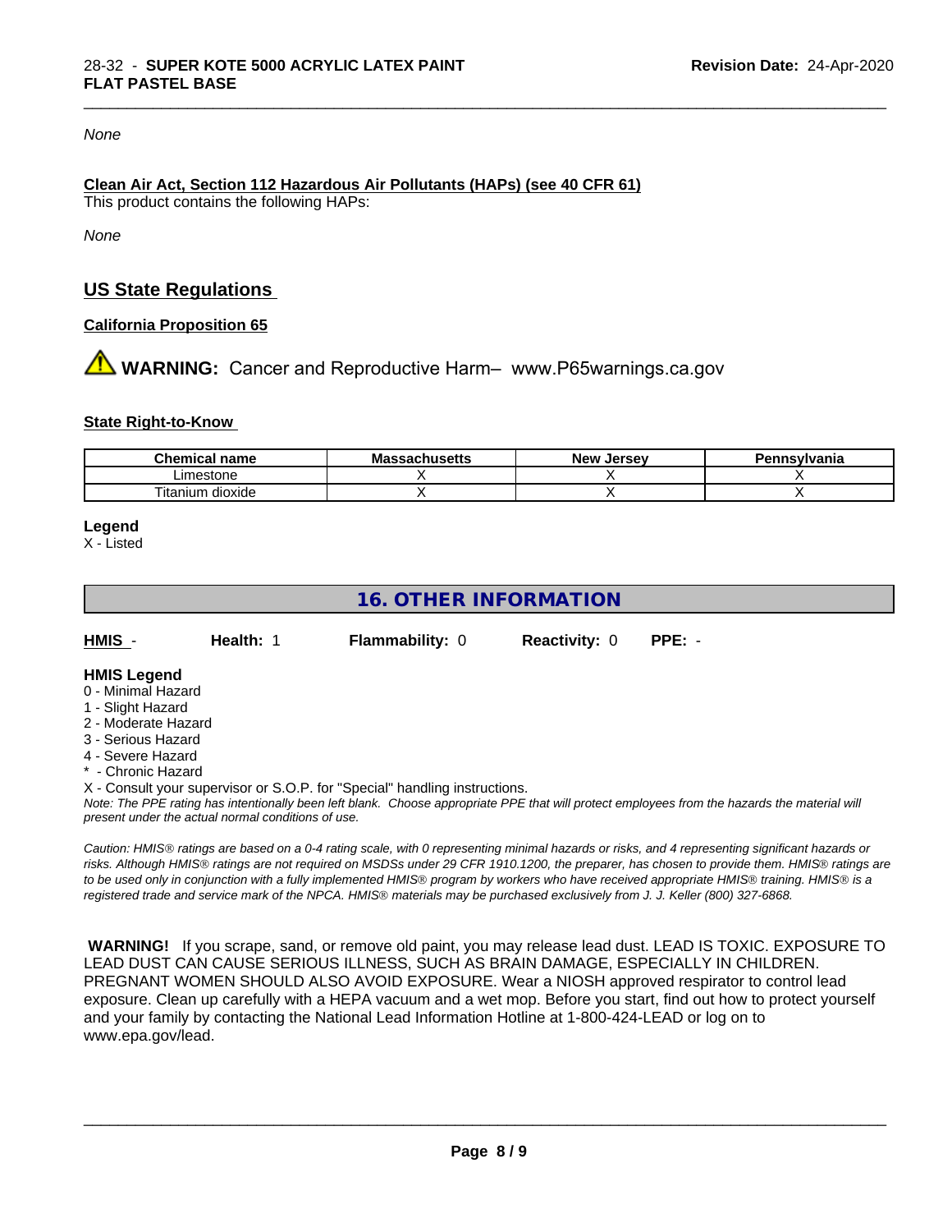*None*

**Clean Air Act, Section 112 Hazardous Air Pollutants (HAPs) (see 40 CFR 61)**

This product contains the following HAPs:

*None*

## US State Regulations

**California Proposition 65**

⚠ **WARNING:** Cancer and Reproductive Harm– www.P65warnings.ca.gov

**State Right-to-Know**

| Chemical name | Massachusetts | New Jersey | Pennsylvania |
|---|---|---|---|
| Limestone | X | X | X |
| Titanium dioxide | X | X | X |

**Legend**

X - Listed

## 16. OTHER INFORMATION

**HMIS** - **Health:** 1 **Flammability:** 0 **Reactivity:** 0 **PPE:** -

**HMIS Legend**

0 - Minimal Hazard
1 - Slight Hazard
2 - Moderate Hazard
3 - Serious Hazard
4 - Severe Hazard
* - Chronic Hazard
X - Consult your supervisor or S.O.P. for "Special" handling instructions.

*Note: The PPE rating has intentionally been left blank. Choose appropriate PPE that will protect employees from the hazards the material will present under the actual normal conditions of use.*

*Caution: HMIS® ratings are based on a 0-4 rating scale, with 0 representing minimal hazards or risks, and 4 representing significant hazards or risks. Although HMIS® ratings are not required on MSDSs under 29 CFR 1910.1200, the preparer, has chosen to provide them. HMIS® ratings are to be used only in conjunction with a fully implemented HMIS® program by workers who have received appropriate HMIS® training. HMIS® is a registered trade and service mark of the NPCA. HMIS® materials may be purchased exclusively from J. J. Keller (800) 327-6868.*

**WARNING!** If you scrape, sand, or remove old paint, you may release lead dust. LEAD IS TOXIC. EXPOSURE TO LEAD DUST CAN CAUSE SERIOUS ILLNESS, SUCH AS BRAIN DAMAGE, ESPECIALLY IN CHILDREN. PREGNANT WOMEN SHOULD ALSO AVOID EXPOSURE. Wear a NIOSH approved respirator to control lead exposure. Clean up carefully with a HEPA vacuum and a wet mop. Before you start, find out how to protect yourself and your family by contacting the National Lead Information Hotline at 1-800-424-LEAD or log on to www.epa.gov/lead.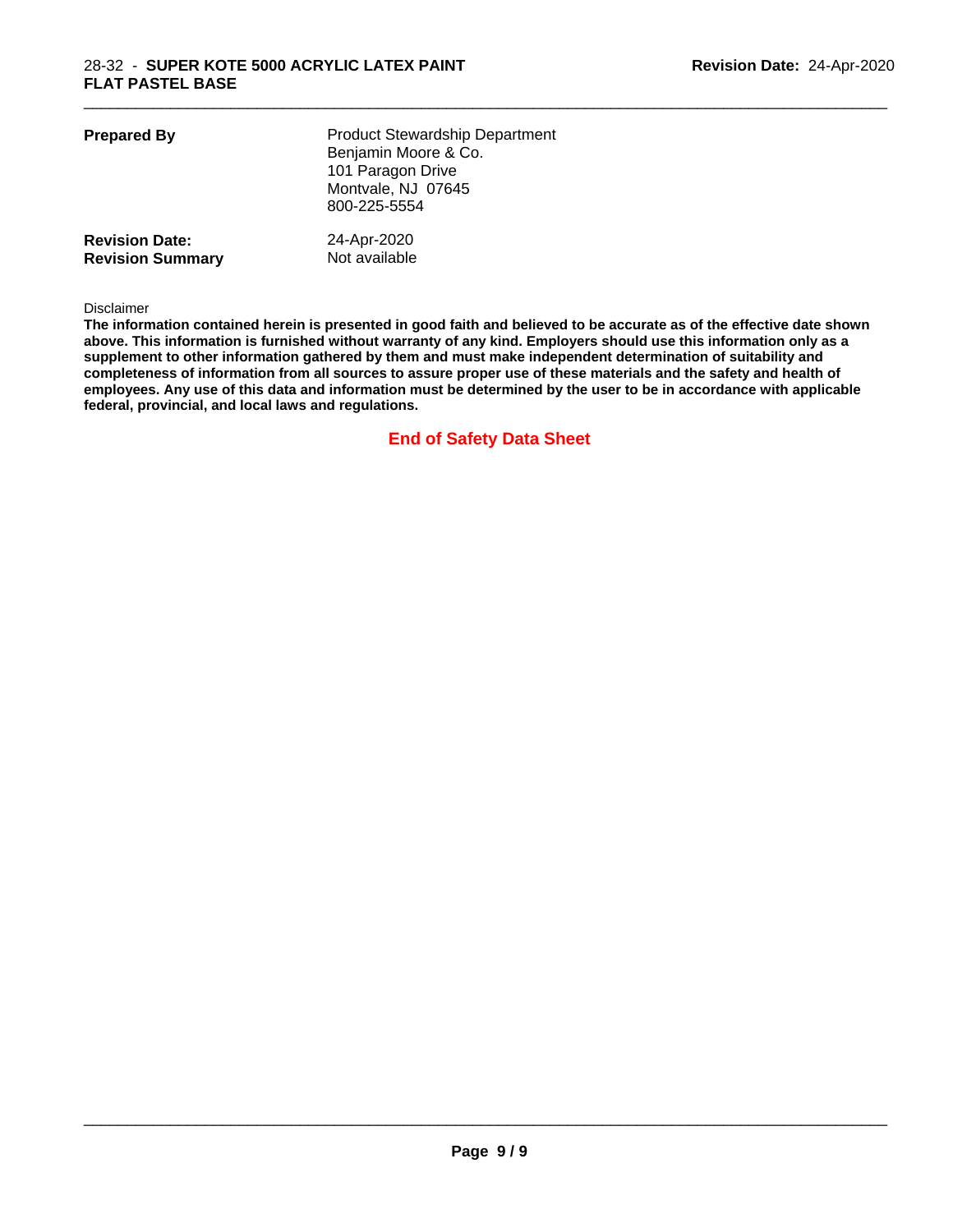| | |
|---|---|
| **Prepared By** | Product Stewardship Department<br>Benjamin Moore & Co.<br>101 Paragon Drive<br>Montvale, NJ  07645<br>800-225-5554 |
| **Revision Date:** | 24-Apr-2020 |
| **Revision Summary** | Not available |

Disclaimer

**The information contained herein is presented in good faith and believed to be accurate as of the effective date shown above. This information is furnished without warranty of any kind. Employers should use this information only as a supplement to other information gathered by them and must make independent determination of suitability and completeness of information from all sources to assure proper use of these materials and the safety and health of employees. Any use of this data and information must be determined by the user to be in accordance with applicable federal, provincial, and local laws and regulations.**

**End of Safety Data Sheet**